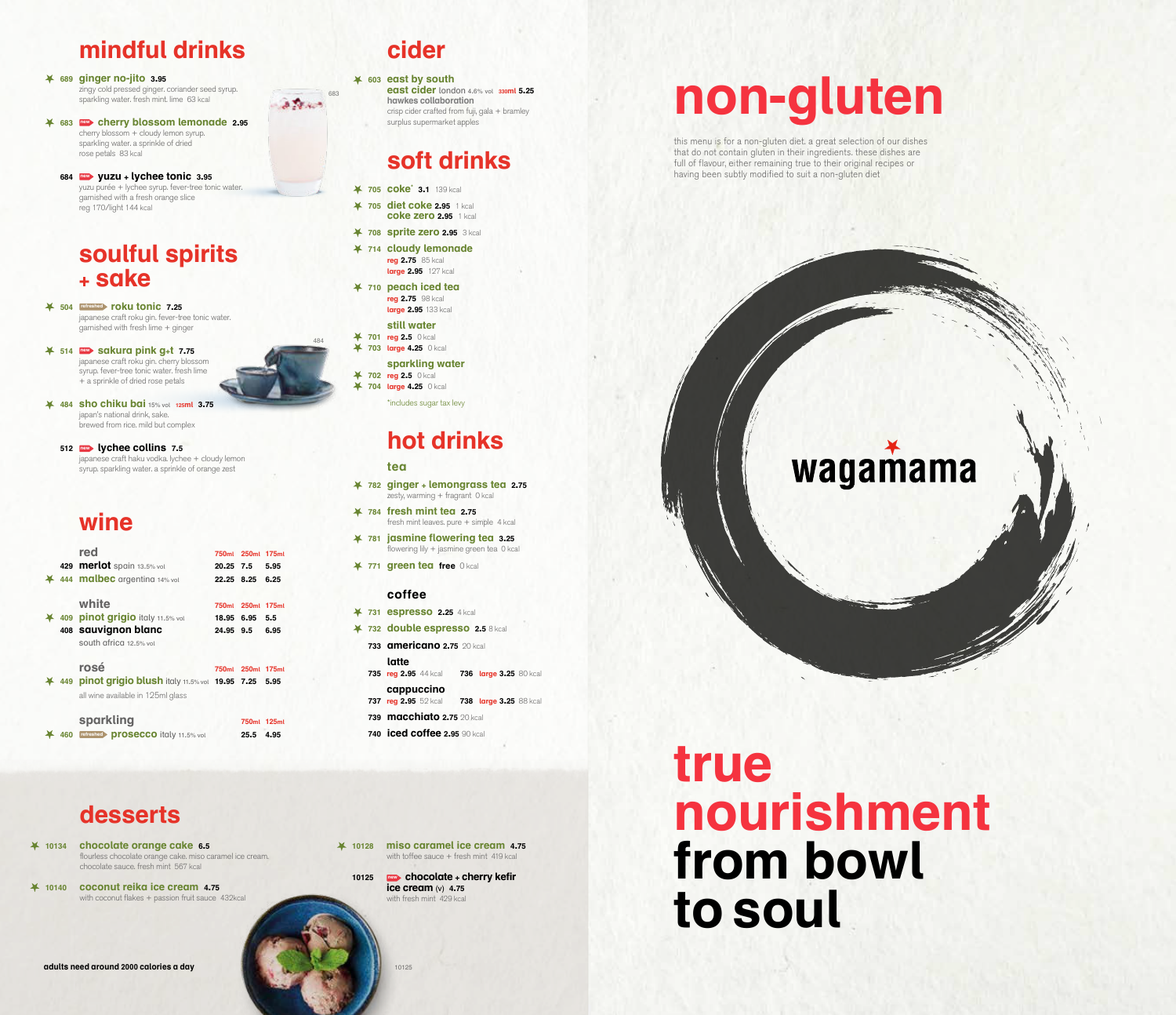# mindful drinks

- ✶ 689 **ginger no-jito** 3.95
  zingy cold pressed ginger. coriander seed syrup. sparkling water. fresh mint. lime 63 kcal
- ✶ 683 new **cherry blossom lemonade** 2.95
  cherry blossom + cloudy lemon syrup. sparkling water. a sprinkle of dried rose petals 83 kcal
- 684 new **yuzu + lychee tonic** 3.95
  yuzu purée + lychee syrup. fever-tree tonic water. garnished with a fresh orange slice
  reg 170/light 144 kcal

# soulful spirits + sake

- ✶ 504 refreshed **roku tonic** 7.25
  japanese craft roku gin. fever-tree tonic water. garnished with fresh lime + ginger
- ✶ 514 new **sakura pink g+t** 7.75
  japanese craft roku gin. cherry blossom syrup. fever-tree tonic water. fresh lime + a sprinkle of dried rose petals
- ✶ 484 **sho chiku bai** 15% vol 125ml 3.75
  japan's national drink, sake. brewed from rice. mild but complex
- 512 new **lychee collins** 7.5
  japanese craft haku vodka. lychee + cloudy lemon syrup. sparkling water. a sprinkle of orange zest

# wine

| red | 750ml | 250ml | 175ml |
|---|---|---|---|
| 429 **merlot** spain 13.5% vol | 20.25 | 7.5 | 5.95 |
| ✶ 444 **malbec** argentina 14% vol | 22.25 | 8.25 | 6.25 |

| white | 750ml | 250ml | 175ml |
|---|---|---|---|
| ✶ 409 **pinot grigio** italy 11.5% vol | 18.95 | 6.95 | 5.5 |
| 408 **sauvignon blanc** south africa 12.5% vol | 24.95 | 9.5 | 6.95 |

| rosé | 750ml | 250ml | 175ml |
|---|---|---|---|
| ✶ 449 **pinot grigio blush** italy 11.5% vol | 19.95 | 7.25 | 5.95 |

all wine available in 125ml glass

| sparkling | 750ml | 125ml |
|---|---|---|
| ✶ 460 refreshed **prosecco** italy 11.5% vol | 25.5 | 4.95 |

# cider

- ✶ 603 **east by south east cider** london 4.6% vol 330ml 5.25
  **hawkes collaboration**
  crisp cider crafted from fuji, gala + bramley surplus supermarket apples

# soft drinks

- ✶ 705 **coke*** 3.1 139 kcal
- ✶ 705 **diet coke** 2.95 1 kcal
  **coke zero** 2.95 1 kcal
- ✶ 708 **sprite zero** 2.95 3 kcal
- ✶ 714 **cloudy lemonade**
  reg 2.75 85 kcal
  large 2.95 127 kcal
- ✶ 710 **peach iced tea**
  reg 2.75 98 kcal
  large 2.95 133 kcal
- **still water**
  ✶ 701 reg 2.5 0 kcal
  ✶ 703 large 4.25 0 kcal
- **sparkling water**
  ✶ 702 reg 2.5 0 kcal
  ✶ 704 large 4.25 0 kcal

*includes sugar tax levy

# hot drinks

## tea

- ✶ 782 **ginger + lemongrass tea** 2.75
  zesty, warming + fragrant 0 kcal
- ✶ 784 **fresh mint tea** 2.75
  fresh mint leaves. pure + simple 4 kcal
- ✶ 781 **jasmine flowering tea** 3.25
  flowering lily + jasmine green tea 0 kcal
- ✶ 771 **green tea** free 0 kcal

## coffee

- ✶ 731 **espresso** 2.25 4 kcal
- ✶ 732 **double espresso** 2.5 8 kcal
- 733 **americano** 2.75 20 kcal
- **latte**
  735 reg 2.95 44 kcal 736 large 3.25 80 kcal
- **cappuccino**
  737 reg 2.95 52 kcal 738 large 3.25 88 kcal
- 739 **macchiato** 2.75 20 kcal
- 740 **iced coffee** 2.95 90 kcal

# desserts

- ✶ 10134 **chocolate orange cake** 6.5
  flourless chocolate orange cake. miso caramel ice cream. chocolate sauce. fresh mint 567 kcal
- ✶ 10140 **coconut reika ice cream** 4.75
  with coconut flakes + passion fruit sauce 432kcal
- ✶ 10128 **miso caramel ice cream** 4.75
  with toffee sauce + fresh mint 419 kcal
- 10125 new **chocolate + cherry kefir ice cream** (v) 4.75
  with fresh mint 429 kcal

adults need around 2000 calories a day

# non-gluten

this menu is for a non-gluten diet. a great selection of our dishes that do not contain gluten in their ingredients. these dishes are full of flavour, either remaining true to their original recipes or having been subtly modified to suit a non-gluten diet

wagamama

**true nourishment from bowl to soul**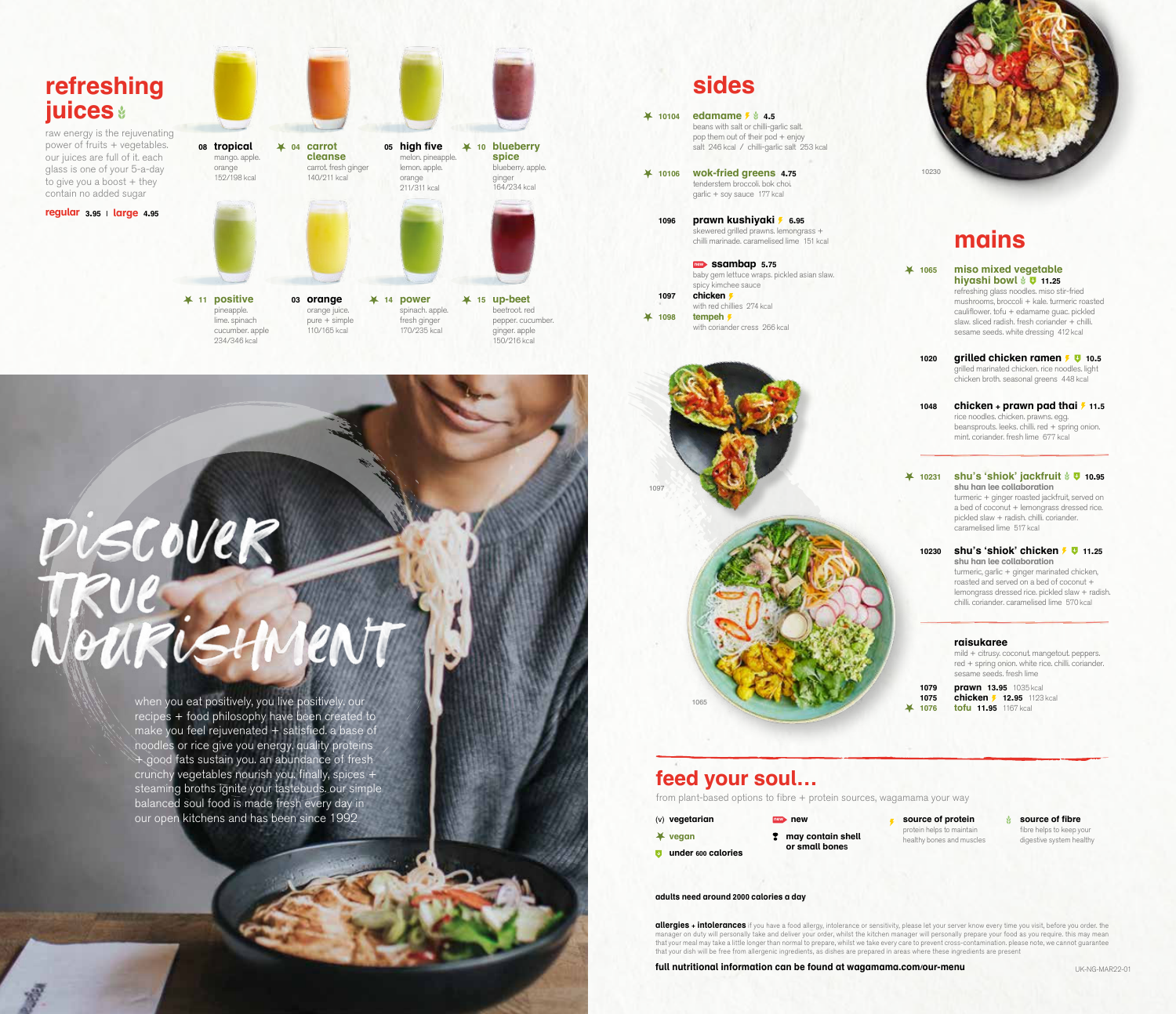## refreshing juices

raw energy is the rejuvenating power of fruits + vegetables. our juices are full of it. each glass is one of your 5-a-day to give you a boost + they contain no added sugar

**regular** 3.95 | **large** 4.95

- 08 **tropical** mango. apple. orange 152/198 kcal
- ✶ 04 **carrot cleanse** carrot. fresh ginger 140/211 kcal
- 05 **high five** melon. pineapple. lemon. apple. orange 211/311 kcal
- ✶ 10 **blueberry spice** blueberry. apple. ginger 164/234 kcal
- ✶ 11 **positive** pineapple. lime. spinach cucumber. apple 234/346 kcal
- 03 **orange** orange juice. pure + simple 110/165 kcal
- ✶ 14 **power** spinach. apple. fresh ginger 170/235 kcal
- ✶ 15 **up-beet** beetroot. red pepper. cucumber. ginger. apple 150/216 kcal

# DISCOVER TRUE NOURISHMENT

when you eat positively, you live positively. our recipes + food philosophy have been created to make you feel rejuvenated + satisfied. a base of noodles or rice give you energy. quality proteins + good fats sustain you. an abundance of fresh crunchy vegetables nourish you. finally, spices + steaming broths ignite your tastebuds. our simple balanced soul food is made fresh every day in our open kitchens and has been since 1992

## sides

- ✶ 10104 **edamame** 4.5
  beans with salt or chilli-garlic salt. pop them out of their pod + enjoy
  salt 246 kcal / chilli-garlic salt 253 kcal
- ✶ 10106 **wok-fried greens** 4.75
  tenderstem broccoli. bok choi. garlic + soy sauce 177 kcal
- 1096 **prawn kushiyaki** 6.95
  skewered grilled prawns. lemongrass + chilli marinade. caramelised lime 151 kcal
- new **ssambap** 5.75
  baby gem lettuce wraps. pickled asian slaw. spicy kimchee sauce
  - 1097 **chicken** with red chillies 274 kcal
  - ✶ 1098 **tempeh** with coriander cress 266 kcal

1097

1065

10230

## mains

- ✶ 1065 **miso mixed vegetable hiyashi bowl** 11.25
  refreshing glass noodles. miso stir-fried mushrooms, broccoli + kale. turmeric roasted cauliflower. tofu + edamame guac. pickled slaw. sliced radish. fresh coriander + chilli. sesame seeds. white dressing 412 kcal
- 1020 **grilled chicken ramen** 10.5
  grilled marinated chicken. rice noodles. light chicken broth. seasonal greens 448 kcal
- 1048 **chicken + prawn pad thai** 11.5
  rice noodles. chicken. prawns. egg. beansprouts. leeks. chilli. red + spring onion. mint. coriander. fresh lime 677 kcal
- ✶ 10231 **shu's 'shiok' jackfruit** 10.95
  **shu han lee collaboration**
  turmeric + ginger roasted jackfruit, served on a bed of coconut + lemongrass dressed rice. pickled slaw + radish. chilli. coriander. caramelised lime 517 kcal
- 10230 **shu's 'shiok' chicken** 11.25
  **shu han lee collaboration**
  turmeric, garlic + ginger marinated chicken, roasted and served on a bed of coconut + lemongrass dressed rice. pickled slaw + radish. chilli. coriander. caramelised lime 570 kcal

**raisukaree**
mild + citrusy. coconut. mangetout. peppers. red + spring onion. white rice. chilli. coriander. sesame seeds. fresh lime
- 1079 **prawn** 13.95 1035 kcal
- 1075 **chicken** 12.95 1123 kcal
- ✶ 1076 **tofu** 11.95 1167 kcal

## feed your soul...

from plant-based options to fibre + protein sources, wagamama your way

- (v) **vegetarian**
- ✶ **vegan**
- **under 600 calories**
- new **new**
- **may contain shell or small bones**
- **source of protein** protein helps to maintain healthy bones and muscles
- **source of fibre** fibre helps to keep your digestive system healthy

**adults need around 2000 calories a day**

**allergies + intolerances** if you have a food allergy, intolerance or sensitivity, please let your server know every time you visit, before you order. the manager on duty will personally take and deliver your order, whilst the kitchen manager will personally prepare your food as you require. this may mean that your meal may take a little longer than normal to prepare, whilst we take every care to prevent cross-contamination. please note, we cannot guarantee that your dish will be free from allergenic ingredients, as dishes are prepared in areas where these ingredients are present

**full nutritional information can be found at wagamama.com/our-menu**

UK-NG-MAR22-01